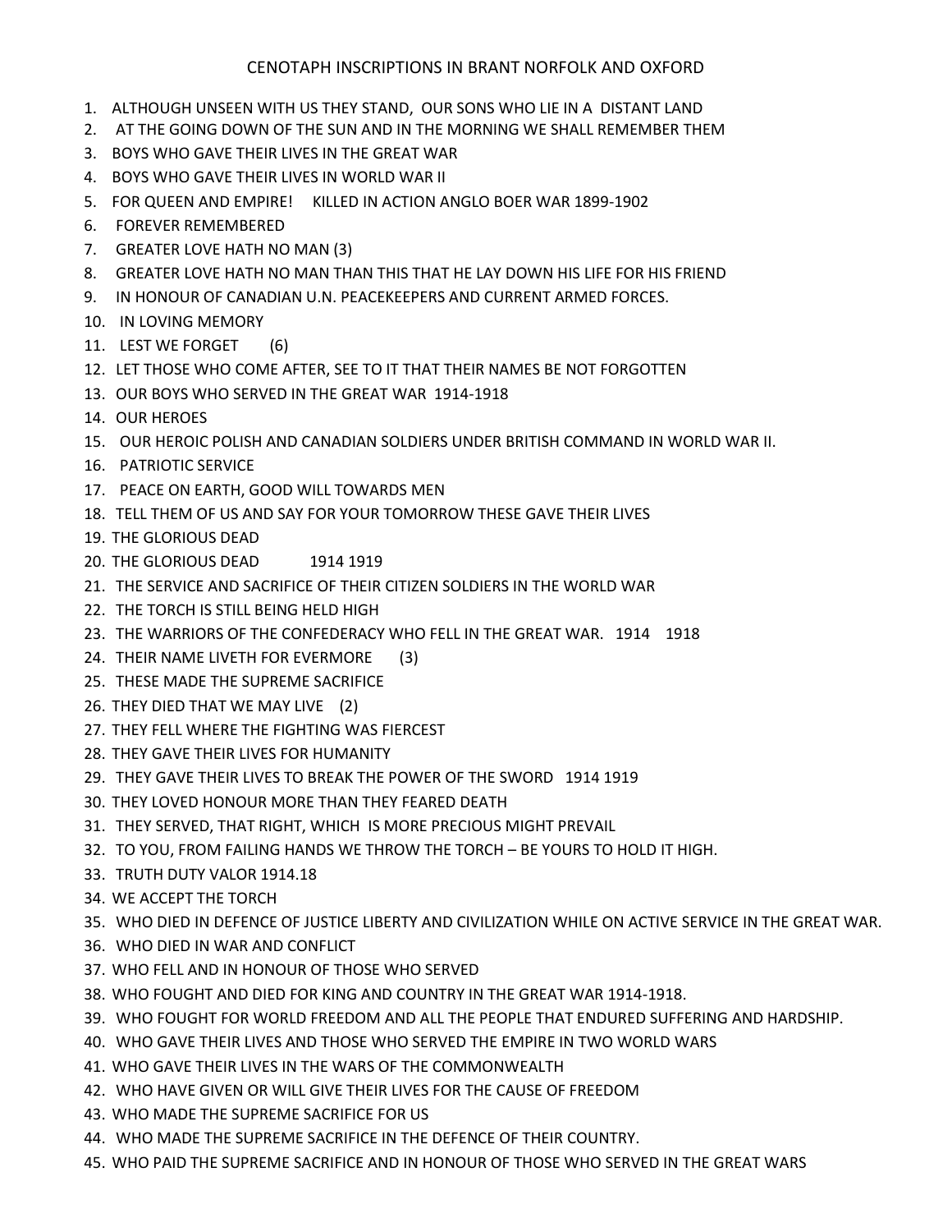# CENOTAPH INSCRIPTIONS IN BRANT NORFOLK AND OXFORD

1. ALTHOUGH UNSEEN WITH US THEY STAND, OUR SONS WHO LIE IN A DISTANT LAND
2. AT THE GOING DOWN OF THE SUN AND IN THE MORNING WE SHALL REMEMBER THEM
3. BOYS WHO GAVE THEIR LIVES IN THE GREAT WAR
4. BOYS WHO GAVE THEIR LIVES IN WORLD WAR II
5. FOR QUEEN AND EMPIRE! KILLED IN ACTION ANGLO BOER WAR 1899-1902
6. FOREVER REMEMBERED
7. GREATER LOVE HATH NO MAN (3)
8. GREATER LOVE HATH NO MAN THAN THIS THAT HE LAY DOWN HIS LIFE FOR HIS FRIEND
9. IN HONOUR OF CANADIAN U.N. PEACEKEEPERS AND CURRENT ARMED FORCES.
10. IN LOVING MEMORY
11. LEST WE FORGET (6)
12. LET THOSE WHO COME AFTER, SEE TO IT THAT THEIR NAMES BE NOT FORGOTTEN
13. OUR BOYS WHO SERVED IN THE GREAT WAR 1914-1918
14. OUR HEROES
15. OUR HEROIC POLISH AND CANADIAN SOLDIERS UNDER BRITISH COMMAND IN WORLD WAR II.
16. PATRIOTIC SERVICE
17. PEACE ON EARTH, GOOD WILL TOWARDS MEN
18. TELL THEM OF US AND SAY FOR YOUR TOMORROW THESE GAVE THEIR LIVES
19. THE GLORIOUS DEAD
20. THE GLORIOUS DEAD 1914 1919
21. THE SERVICE AND SACRIFICE OF THEIR CITIZEN SOLDIERS IN THE WORLD WAR
22. THE TORCH IS STILL BEING HELD HIGH
23. THE WARRIORS OF THE CONFEDERACY WHO FELL IN THE GREAT WAR. 1914 1918
24. THEIR NAME LIVETH FOR EVERMORE (3)
25. THESE MADE THE SUPREME SACRIFICE
26. THEY DIED THAT WE MAY LIVE (2)
27. THEY FELL WHERE THE FIGHTING WAS FIERCEST
28. THEY GAVE THEIR LIVES FOR HUMANITY
29. THEY GAVE THEIR LIVES TO BREAK THE POWER OF THE SWORD 1914 1919
30. THEY LOVED HONOUR MORE THAN THEY FEARED DEATH
31. THEY SERVED, THAT RIGHT, WHICH IS MORE PRECIOUS MIGHT PREVAIL
32. TO YOU, FROM FAILING HANDS WE THROW THE TORCH – BE YOURS TO HOLD IT HIGH.
33. TRUTH DUTY VALOR 1914.18
34. WE ACCEPT THE TORCH
35. WHO DIED IN DEFENCE OF JUSTICE LIBERTY AND CIVILIZATION WHILE ON ACTIVE SERVICE IN THE GREAT WAR.
36. WHO DIED IN WAR AND CONFLICT
37. WHO FELL AND IN HONOUR OF THOSE WHO SERVED
38. WHO FOUGHT AND DIED FOR KING AND COUNTRY IN THE GREAT WAR 1914-1918.
39. WHO FOUGHT FOR WORLD FREEDOM AND ALL THE PEOPLE THAT ENDURED SUFFERING AND HARDSHIP.
40. WHO GAVE THEIR LIVES AND THOSE WHO SERVED THE EMPIRE IN TWO WORLD WARS
41. WHO GAVE THEIR LIVES IN THE WARS OF THE COMMONWEALTH
42. WHO HAVE GIVEN OR WILL GIVE THEIR LIVES FOR THE CAUSE OF FREEDOM
43. WHO MADE THE SUPREME SACRIFICE FOR US
44. WHO MADE THE SUPREME SACRIFICE IN THE DEFENCE OF THEIR COUNTRY.
45. WHO PAID THE SUPREME SACRIFICE AND IN HONOUR OF THOSE WHO SERVED IN THE GREAT WARS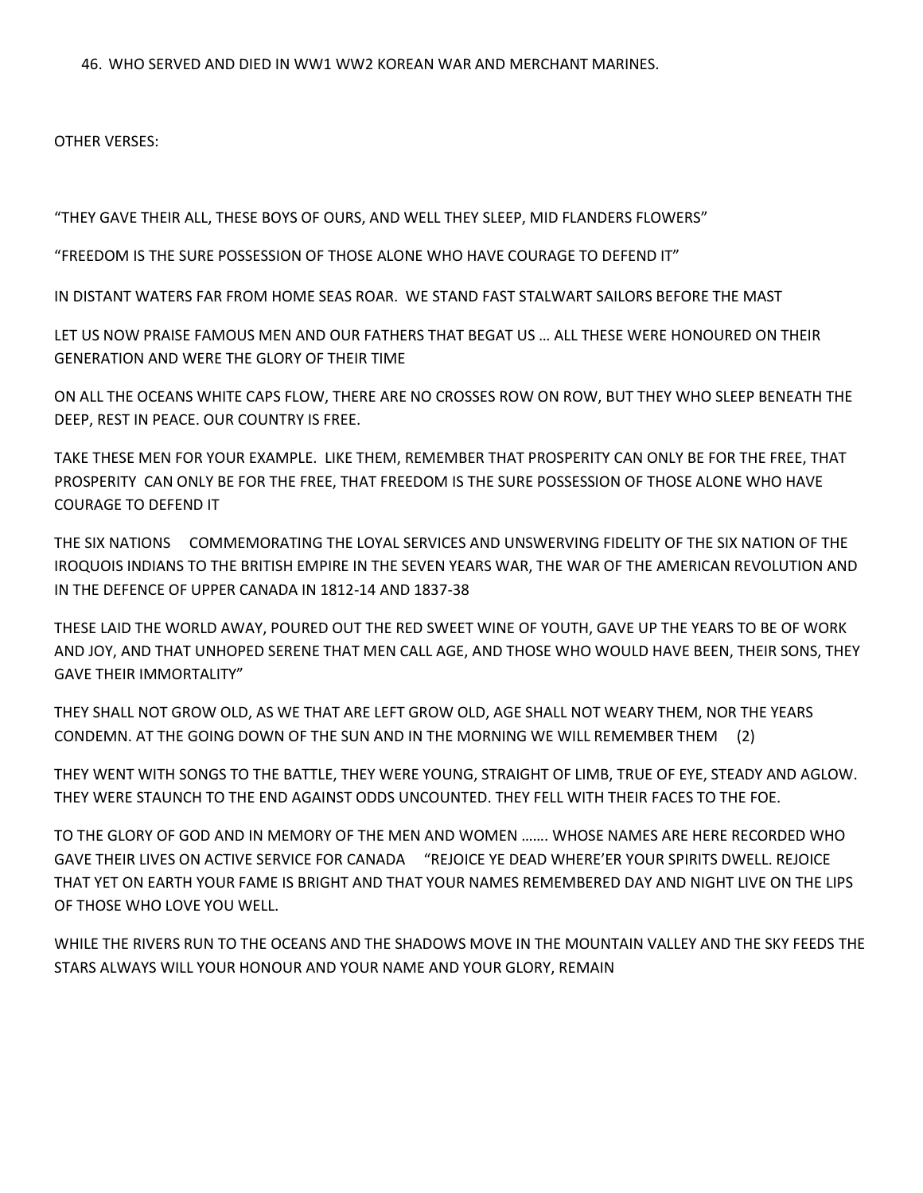46. WHO SERVED AND DIED IN WW1 WW2 KOREAN WAR AND MERCHANT MARINES.

OTHER VERSES:

"THEY GAVE THEIR ALL, THESE BOYS OF OURS, AND WELL THEY SLEEP, MID FLANDERS FLOWERS"

"FREEDOM IS THE SURE POSSESSION OF THOSE ALONE WHO HAVE COURAGE TO DEFEND IT"

IN DISTANT WATERS FAR FROM HOME SEAS ROAR. WE STAND FAST STALWART SAILORS BEFORE THE MAST

LET US NOW PRAISE FAMOUS MEN AND OUR FATHERS THAT BEGAT US … ALL THESE WERE HONOURED ON THEIR GENERATION AND WERE THE GLORY OF THEIR TIME

ON ALL THE OCEANS WHITE CAPS FLOW, THERE ARE NO CROSSES ROW ON ROW, BUT THEY WHO SLEEP BENEATH THE DEEP, REST IN PEACE. OUR COUNTRY IS FREE.

TAKE THESE MEN FOR YOUR EXAMPLE. LIKE THEM, REMEMBER THAT PROSPERITY CAN ONLY BE FOR THE FREE, THAT PROSPERITY CAN ONLY BE FOR THE FREE, THAT FREEDOM IS THE SURE POSSESSION OF THOSE ALONE WHO HAVE COURAGE TO DEFEND IT

THE SIX NATIONS COMMEMORATING THE LOYAL SERVICES AND UNSWERVING FIDELITY OF THE SIX NATION OF THE IROQUOIS INDIANS TO THE BRITISH EMPIRE IN THE SEVEN YEARS WAR, THE WAR OF THE AMERICAN REVOLUTION AND IN THE DEFENCE OF UPPER CANADA IN 1812-14 AND 1837-38

THESE LAID THE WORLD AWAY, POURED OUT THE RED SWEET WINE OF YOUTH, GAVE UP THE YEARS TO BE OF WORK AND JOY, AND THAT UNHOPED SERENE THAT MEN CALL AGE, AND THOSE WHO WOULD HAVE BEEN, THEIR SONS, THEY GAVE THEIR IMMORTALITY"

THEY SHALL NOT GROW OLD, AS WE THAT ARE LEFT GROW OLD, AGE SHALL NOT WEARY THEM, NOR THE YEARS CONDEMN. AT THE GOING DOWN OF THE SUN AND IN THE MORNING WE WILL REMEMBER THEM (2)

THEY WENT WITH SONGS TO THE BATTLE, THEY WERE YOUNG, STRAIGHT OF LIMB, TRUE OF EYE, STEADY AND AGLOW. THEY WERE STAUNCH TO THE END AGAINST ODDS UNCOUNTED. THEY FELL WITH THEIR FACES TO THE FOE.

TO THE GLORY OF GOD AND IN MEMORY OF THE MEN AND WOMEN ……. WHOSE NAMES ARE HERE RECORDED WHO GAVE THEIR LIVES ON ACTIVE SERVICE FOR CANADA "REJOICE YE DEAD WHERE'ER YOUR SPIRITS DWELL. REJOICE THAT YET ON EARTH YOUR FAME IS BRIGHT AND THAT YOUR NAMES REMEMBERED DAY AND NIGHT LIVE ON THE LIPS OF THOSE WHO LOVE YOU WELL.

WHILE THE RIVERS RUN TO THE OCEANS AND THE SHADOWS MOVE IN THE MOUNTAIN VALLEY AND THE SKY FEEDS THE STARS ALWAYS WILL YOUR HONOUR AND YOUR NAME AND YOUR GLORY, REMAIN